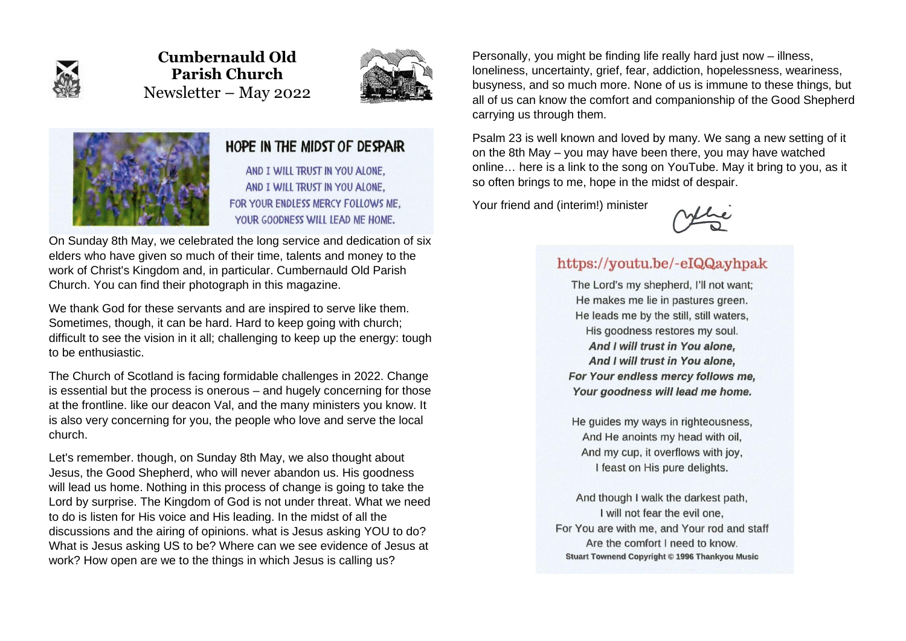# Cumbernauld Old Parish Church

Newsletter – May 2022

## HOPE IN THE MIDST OF DESPAIR

AND I WILL TRUST IN YOU ALONE,
AND I WILL TRUST IN YOU ALONE,
FOR YOUR ENDLESS MERCY FOLLOWS ME,
YOUR GOODNESS WILL LEAD ME HOME.

On Sunday 8th May, we celebrated the long service and dedication of six elders who have given so much of their time, talents and money to the work of Christ's Kingdom and, in particular. Cumbernauld Old Parish Church. You can find their photograph in this magazine.

We thank God for these servants and are inspired to serve like them. Sometimes, though, it can be hard. Hard to keep going with church; difficult to see the vision in it all; challenging to keep up the energy: tough to be enthusiastic.

The Church of Scotland is facing formidable challenges in 2022. Change is essential but the process is onerous – and hugely concerning for those at the frontline. like our deacon Val, and the many ministers you know. It is also very concerning for you, the people who love and serve the local church.

Let's remember. though, on Sunday 8th May, we also thought about Jesus, the Good Shepherd, who will never abandon us. His goodness will lead us home. Nothing in this process of change is going to take the Lord by surprise. The Kingdom of God is not under threat. What we need to do is listen for His voice and His leading. In the midst of all the discussions and the airing of opinions. what is Jesus asking YOU to do? What is Jesus asking US to be? Where can we see evidence of Jesus at work? How open are we to the things in which Jesus is calling us?

Personally, you might be finding life really hard just now – illness, loneliness, uncertainty, grief, fear, addiction, hopelessness, weariness, busyness, and so much more. None of us is immune to these things, but all of us can know the comfort and companionship of the Good Shepherd carrying us through them.

Psalm 23 is well known and loved by many. We sang a new setting of it on the 8th May – you may have been there, you may have watched online… here is a link to the song on YouTube. May it bring to you, as it so often brings to me, hope in the midst of despair.

Your friend and (interim!) minister

https://youtu.be/-eIQQayhpak

The Lord's my shepherd, I'll not want;
He makes me lie in pastures green.
He leads me by the still, still waters,
His goodness restores my soul.
***And I will trust in You alone,***
***And I will trust in You alone,***
***For Your endless mercy follows me,***
***Your goodness will lead me home.***

He guides my ways in righteousness,
And He anoints my head with oil,
And my cup, it overflows with joy,
I feast on His pure delights.

And though I walk the darkest path,
I will not fear the evil one,
For You are with me, and Your rod and staff
Are the comfort I need to know.

**Stuart Townend Copyright © 1996 Thankyou Music**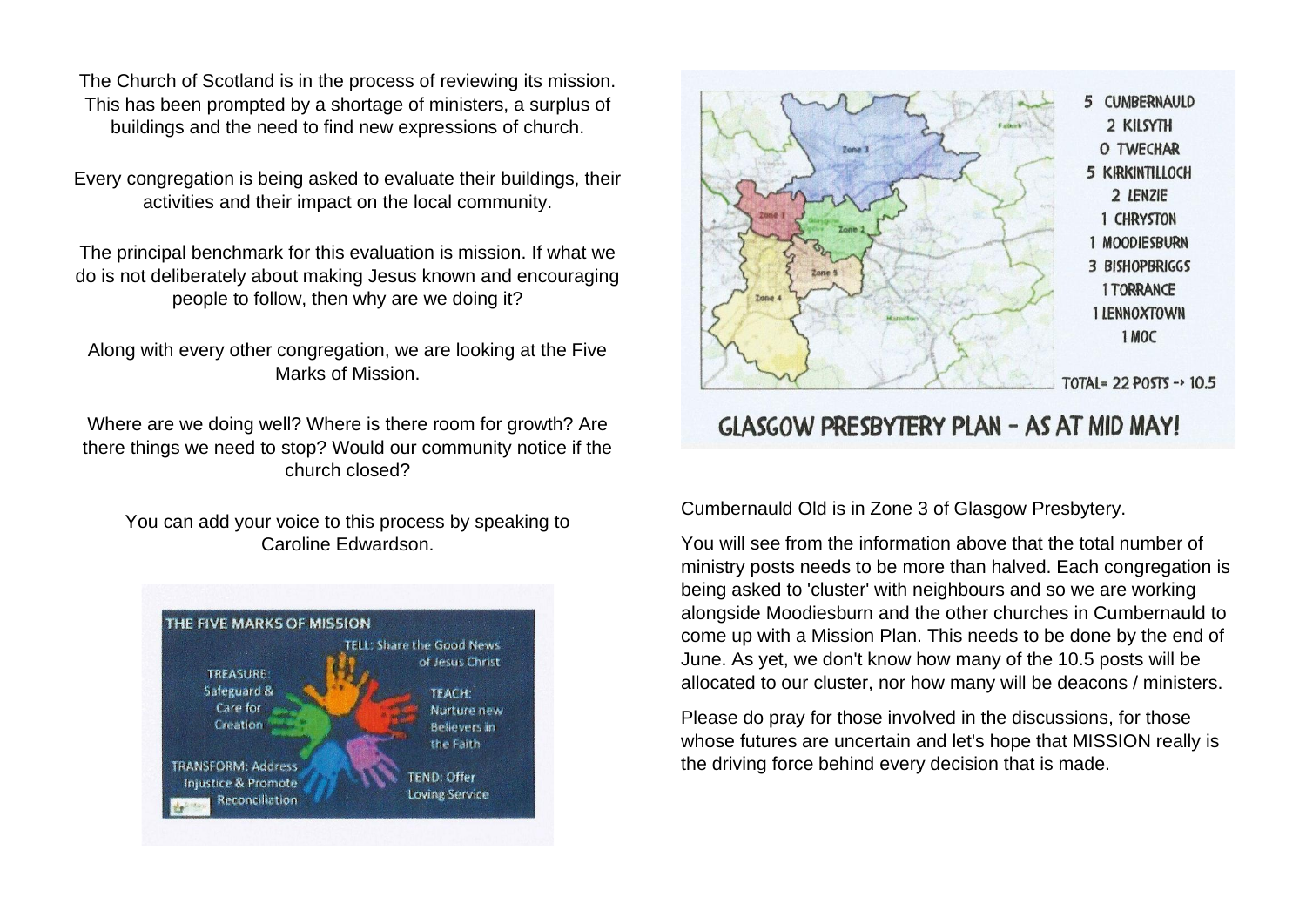The Church of Scotland is in the process of reviewing its mission. This has been prompted by a shortage of ministers, a surplus of buildings and the need to find new expressions of church.

Every congregation is being asked to evaluate their buildings, their activities and their impact on the local community.

The principal benchmark for this evaluation is mission. If what we do is not deliberately about making Jesus known and encouraging people to follow, then why are we doing it?

Along with every other congregation, we are looking at the Five Marks of Mission.

Where are we doing well? Where is there room for growth? Are there things we need to stop? Would our community notice if the church closed?

You can add your voice to this process by speaking to Caroline Edwardson.

THE FIVE MARKS OF MISSION

- TELL: Share the Good News of Jesus Christ
- TEACH: Nurture new Believers in the Faith
- TEND: Offer Loving Service
- TRANSFORM: Address Injustice & Promote Reconciliation
- TREASURE: Safeguard & Care for Creation

5 CUMBERNAULD
2 KILSYTH
0 TWECHAR
5 KIRKINTILLOCH
2 LENZIE
1 CHRYSTON
1 MOODIESBURN
3 BISHOPBRIGGS
1 TORRANCE
1 LENNOXTOWN
1 MOC

TOTAL= 22 POSTS -> 10.5

GLASGOW PRESBYTERY PLAN - AS AT MID MAY!

Cumbernauld Old is in Zone 3 of Glasgow Presbytery.

You will see from the information above that the total number of ministry posts needs to be more than halved. Each congregation is being asked to 'cluster' with neighbours and so we are working alongside Moodiesburn and the other churches in Cumbernauld to come up with a Mission Plan. This needs to be done by the end of June. As yet, we don't know how many of the 10.5 posts will be allocated to our cluster, nor how many will be deacons / ministers.

Please do pray for those involved in the discussions, for those whose futures are uncertain and let's hope that MISSION really is the driving force behind every decision that is made.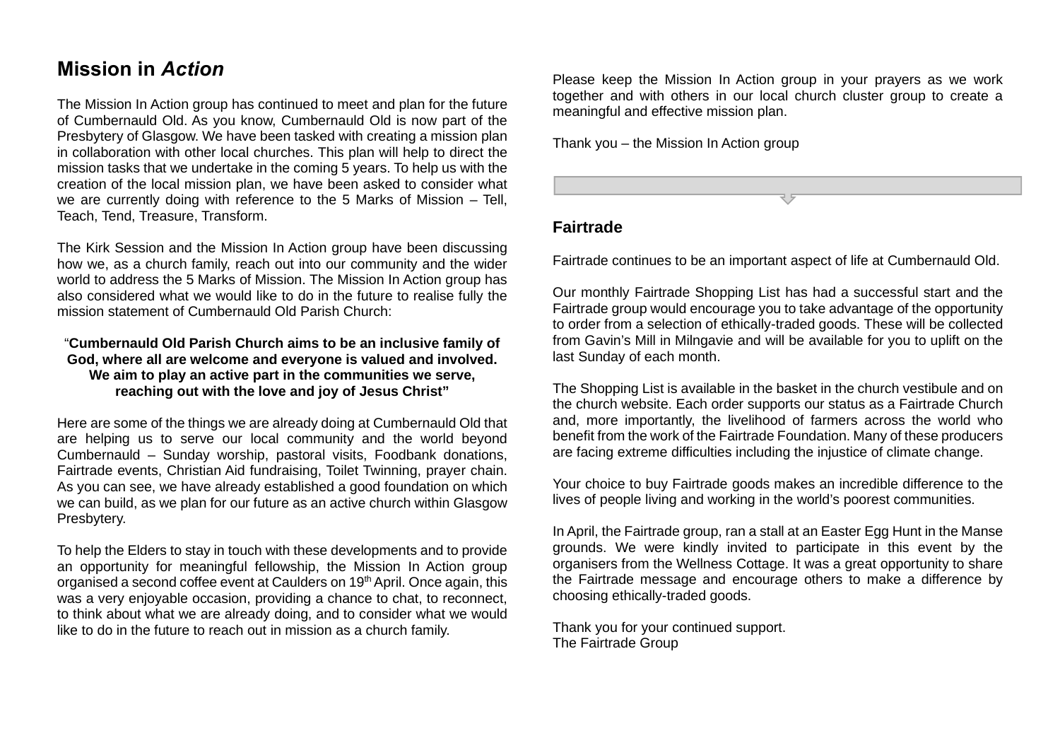## Mission in *Action*

The Mission In Action group has continued to meet and plan for the future of Cumbernauld Old. As you know, Cumbernauld Old is now part of the Presbytery of Glasgow. We have been tasked with creating a mission plan in collaboration with other local churches. This plan will help to direct the mission tasks that we undertake in the coming 5 years. To help us with the creation of the local mission plan, we have been asked to consider what we are currently doing with reference to the 5 Marks of Mission – Tell, Teach, Tend, Treasure, Transform.

The Kirk Session and the Mission In Action group have been discussing how we, as a church family, reach out into our community and the wider world to address the 5 Marks of Mission. The Mission In Action group has also considered what we would like to do in the future to realise fully the mission statement of Cumbernauld Old Parish Church:

"**Cumbernauld Old Parish Church aims to be an inclusive family of God, where all are welcome and everyone is valued and involved. We aim to play an active part in the communities we serve, reaching out with the love and joy of Jesus Christ"**

Here are some of the things we are already doing at Cumbernauld Old that are helping us to serve our local community and the world beyond Cumbernauld – Sunday worship, pastoral visits, Foodbank donations, Fairtrade events, Christian Aid fundraising, Toilet Twinning, prayer chain. As you can see, we have already established a good foundation on which we can build, as we plan for our future as an active church within Glasgow Presbytery.

To help the Elders to stay in touch with these developments and to provide an opportunity for meaningful fellowship, the Mission In Action group organised a second coffee event at Caulders on 19th April. Once again, this was a very enjoyable occasion, providing a chance to chat, to reconnect, to think about what we are already doing, and to consider what we would like to do in the future to reach out in mission as a church family.

Please keep the Mission In Action group in your prayers as we work together and with others in our local church cluster group to create a meaningful and effective mission plan.

Thank you – the Mission In Action group

## Fairtrade

Fairtrade continues to be an important aspect of life at Cumbernauld Old.

Our monthly Fairtrade Shopping List has had a successful start and the Fairtrade group would encourage you to take advantage of the opportunity to order from a selection of ethically-traded goods. These will be collected from Gavin's Mill in Milngavie and will be available for you to uplift on the last Sunday of each month.

The Shopping List is available in the basket in the church vestibule and on the church website. Each order supports our status as a Fairtrade Church and, more importantly, the livelihood of farmers across the world who benefit from the work of the Fairtrade Foundation. Many of these producers are facing extreme difficulties including the injustice of climate change.

Your choice to buy Fairtrade goods makes an incredible difference to the lives of people living and working in the world's poorest communities.

In April, the Fairtrade group, ran a stall at an Easter Egg Hunt in the Manse grounds. We were kindly invited to participate in this event by the organisers from the Wellness Cottage. It was a great opportunity to share the Fairtrade message and encourage others to make a difference by choosing ethically-traded goods.

Thank you for your continued support.
The Fairtrade Group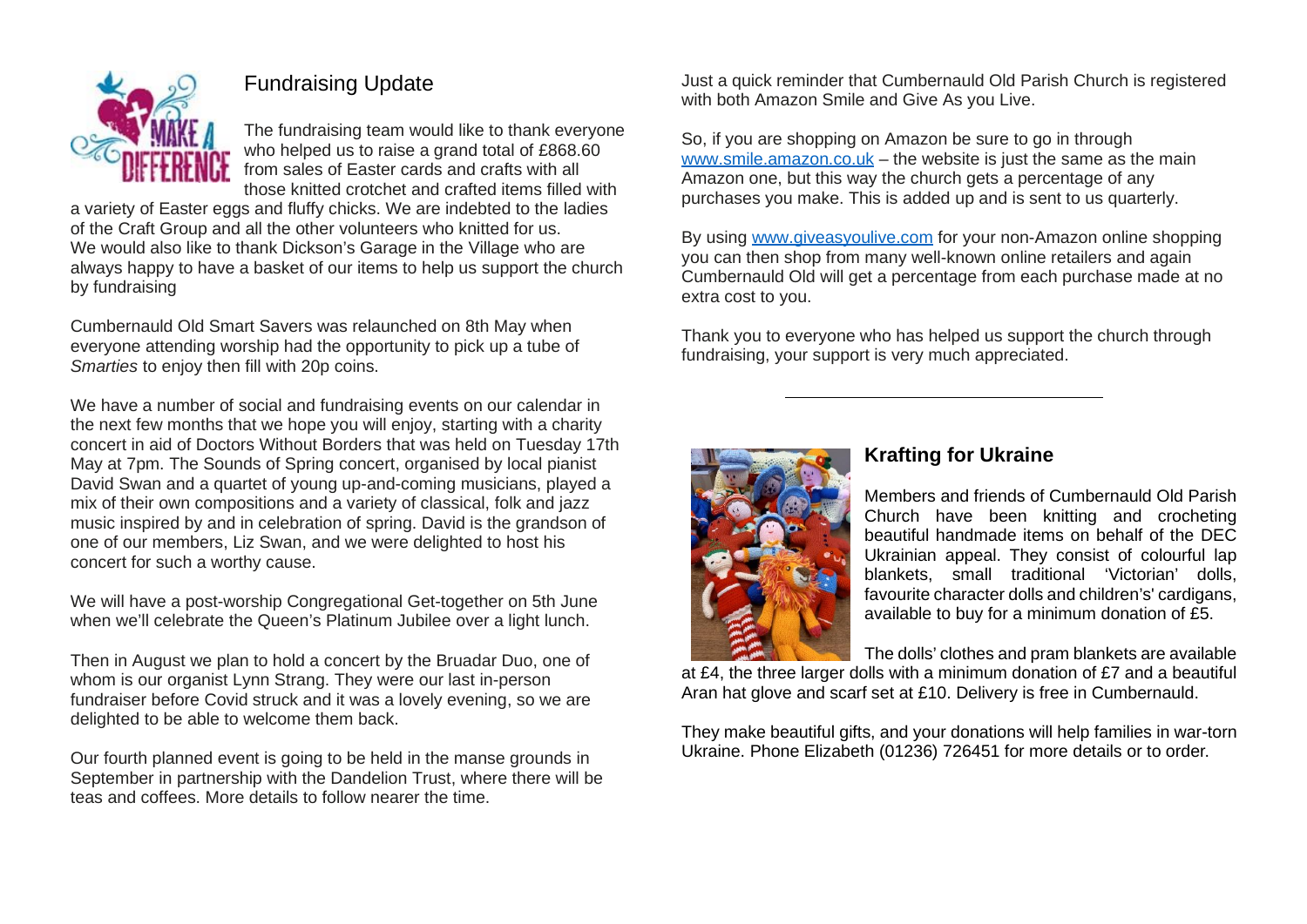## Fundraising Update

The fundraising team would like to thank everyone who helped us to raise a grand total of £868.60 from sales of Easter cards and crafts with all those knitted crotchet and crafted items filled with a variety of Easter eggs and fluffy chicks. We are indebted to the ladies of the Craft Group and all the other volunteers who knitted for us. We would also like to thank Dickson's Garage in the Village who are always happy to have a basket of our items to help us support the church by fundraising

Cumbernauld Old Smart Savers was relaunched on 8th May when everyone attending worship had the opportunity to pick up a tube of *Smarties* to enjoy then fill with 20p coins.

We have a number of social and fundraising events on our calendar in the next few months that we hope you will enjoy, starting with a charity concert in aid of Doctors Without Borders that was held on Tuesday 17th May at 7pm. The Sounds of Spring concert, organised by local pianist David Swan and a quartet of young up-and-coming musicians, played a mix of their own compositions and a variety of classical, folk and jazz music inspired by and in celebration of spring. David is the grandson of one of our members, Liz Swan, and we were delighted to host his concert for such a worthy cause.

We will have a post-worship Congregational Get-together on 5th June when we'll celebrate the Queen's Platinum Jubilee over a light lunch.

Then in August we plan to hold a concert by the Bruadar Duo, one of whom is our organist Lynn Strang. They were our last in-person fundraiser before Covid struck and it was a lovely evening, so we are delighted to be able to welcome them back.

Our fourth planned event is going to be held in the manse grounds in September in partnership with the Dandelion Trust, where there will be teas and coffees. More details to follow nearer the time.

Just a quick reminder that Cumbernauld Old Parish Church is registered with both Amazon Smile and Give As you Live.

So, if you are shopping on Amazon be sure to go in through www.smile.amazon.co.uk – the website is just the same as the main Amazon one, but this way the church gets a percentage of any purchases you make. This is added up and is sent to us quarterly.

By using www.giveasyoulive.com for your non-Amazon online shopping you can then shop from many well-known online retailers and again Cumbernauld Old will get a percentage from each purchase made at no extra cost to you.

Thank you to everyone who has helped us support the church through fundraising, your support is very much appreciated.

---

## **Krafting for Ukraine**

Members and friends of Cumbernauld Old Parish Church have been knitting and crocheting beautiful handmade items on behalf of the DEC Ukrainian appeal. They consist of colourful lap blankets, small traditional 'Victorian' dolls, favourite character dolls and children's' cardigans, available to buy for a minimum donation of £5.

The dolls' clothes and pram blankets are available at £4, the three larger dolls with a minimum donation of £7 and a beautiful Aran hat glove and scarf set at £10. Delivery is free in Cumbernauld.

They make beautiful gifts, and your donations will help families in war-torn Ukraine. Phone Elizabeth (01236) 726451 for more details or to order.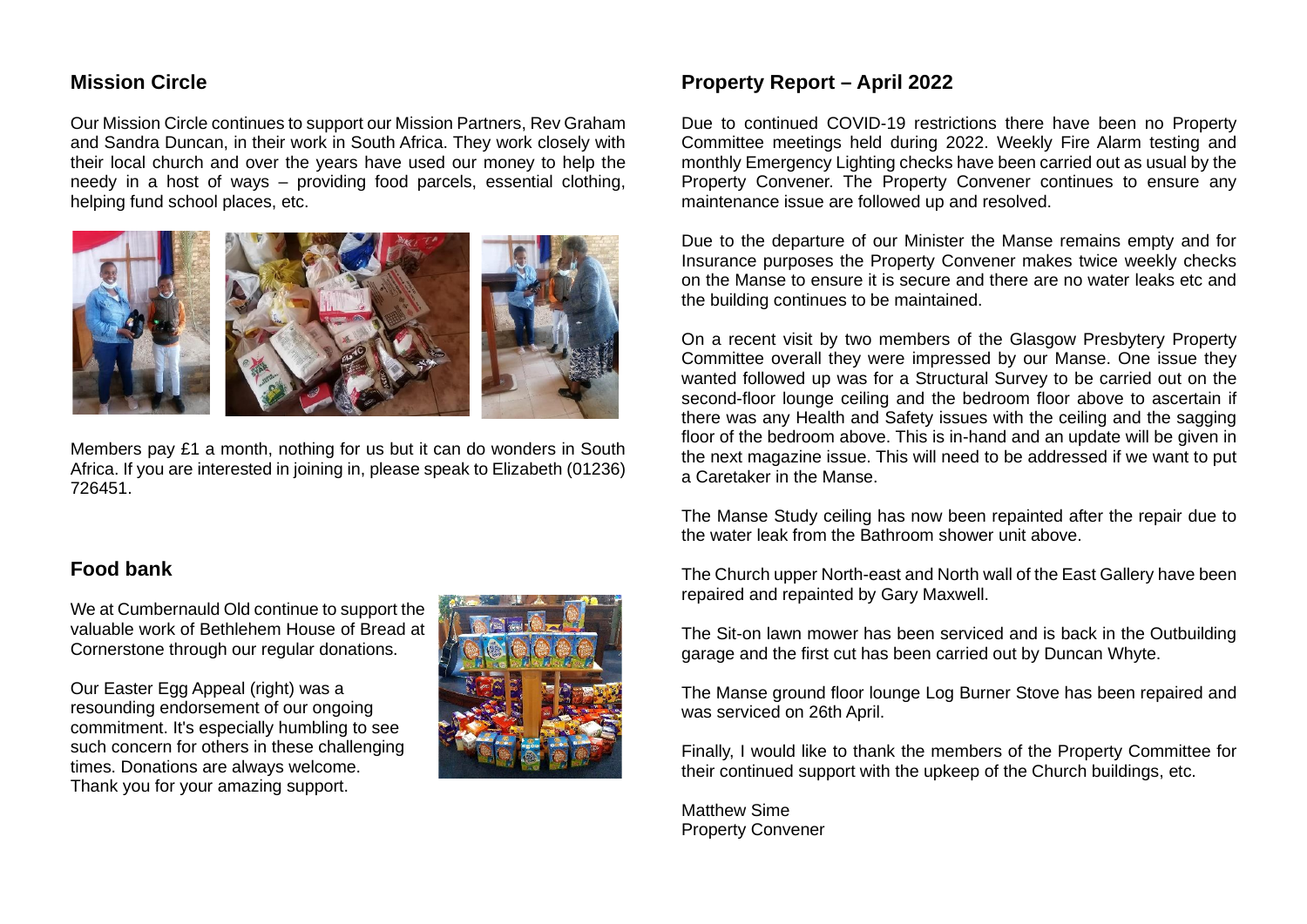## Mission Circle

Our Mission Circle continues to support our Mission Partners, Rev Graham and Sandra Duncan, in their work in South Africa. They work closely with their local church and over the years have used our money to help the needy in a host of ways – providing food parcels, essential clothing, helping fund school places, etc.

Members pay £1 a month, nothing for us but it can do wonders in South Africa. If you are interested in joining in, please speak to Elizabeth (01236) 726451.

## Food bank

We at Cumbernauld Old continue to support the valuable work of Bethlehem House of Bread at Cornerstone through our regular donations.

Our Easter Egg Appeal (right) was a resounding endorsement of our ongoing commitment. It's especially humbling to see such concern for others in these challenging times. Donations are always welcome. Thank you for your amazing support.

## Property Report – April 2022

Due to continued COVID-19 restrictions there have been no Property Committee meetings held during 2022. Weekly Fire Alarm testing and monthly Emergency Lighting checks have been carried out as usual by the Property Convener. The Property Convener continues to ensure any maintenance issue are followed up and resolved.

Due to the departure of our Minister the Manse remains empty and for Insurance purposes the Property Convener makes twice weekly checks on the Manse to ensure it is secure and there are no water leaks etc and the building continues to be maintained.

On a recent visit by two members of the Glasgow Presbytery Property Committee overall they were impressed by our Manse. One issue they wanted followed up was for a Structural Survey to be carried out on the second-floor lounge ceiling and the bedroom floor above to ascertain if there was any Health and Safety issues with the ceiling and the sagging floor of the bedroom above. This is in-hand and an update will be given in the next magazine issue. This will need to be addressed if we want to put a Caretaker in the Manse.

The Manse Study ceiling has now been repainted after the repair due to the water leak from the Bathroom shower unit above.

The Church upper North-east and North wall of the East Gallery have been repaired and repainted by Gary Maxwell.

The Sit-on lawn mower has been serviced and is back in the Outbuilding garage and the first cut has been carried out by Duncan Whyte.

The Manse ground floor lounge Log Burner Stove has been repaired and was serviced on 26th April.

Finally, I would like to thank the members of the Property Committee for their continued support with the upkeep of the Church buildings, etc.

Matthew Sime
Property Convener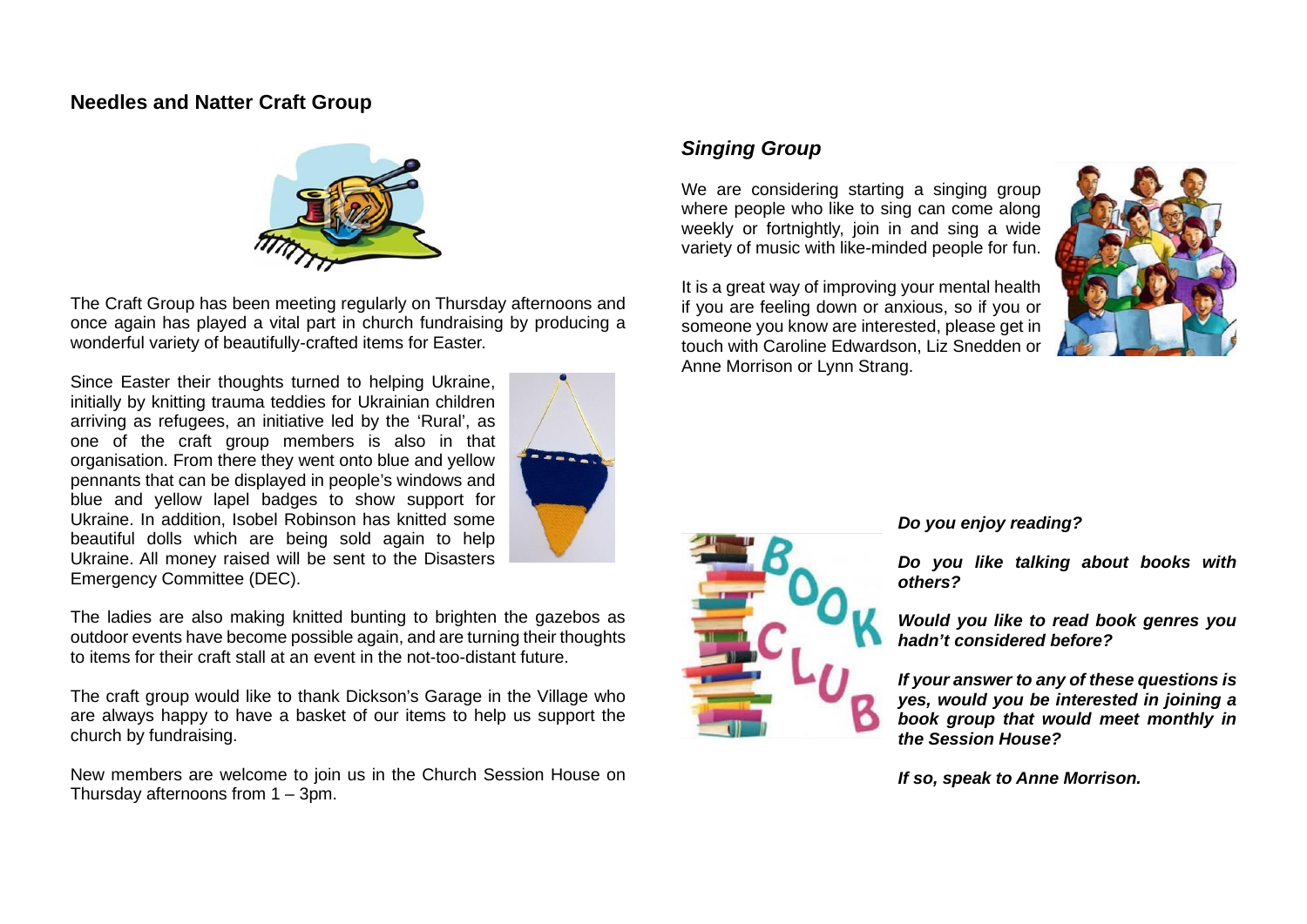## Needles and Natter Craft Group

The Craft Group has been meeting regularly on Thursday afternoons and once again has played a vital part in church fundraising by producing a wonderful variety of beautifully-crafted items for Easter.

Since Easter their thoughts turned to helping Ukraine, initially by knitting trauma teddies for Ukrainian children arriving as refugees, an initiative led by the 'Rural', as one of the craft group members is also in that organisation. From there they went onto blue and yellow pennants that can be displayed in people's windows and blue and yellow lapel badges to show support for Ukraine. In addition, Isobel Robinson has knitted some beautiful dolls which are being sold again to help Ukraine. All money raised will be sent to the Disasters Emergency Committee (DEC).

The ladies are also making knitted bunting to brighten the gazebos as outdoor events have become possible again, and are turning their thoughts to items for their craft stall at an event in the not-too-distant future.

The craft group would like to thank Dickson's Garage in the Village who are always happy to have a basket of our items to help us support the church by fundraising.

New members are welcome to join us in the Church Session House on Thursday afternoons from 1 – 3pm.

## *Singing Group*

We are considering starting a singing group where people who like to sing can come along weekly or fortnightly, join in and sing a wide variety of music with like-minded people for fun.

It is a great way of improving your mental health if you are feeling down or anxious, so if you or someone you know are interested, please get in touch with Caroline Edwardson, Liz Snedden or Anne Morrison or Lynn Strang.

***Do you enjoy reading?***

***Do you like talking about books with others?***

***Would you like to read book genres you hadn't considered before?***

***If your answer to any of these questions is yes, would you be interested in joining a book group that would meet monthly in the Session House?***

***If so, speak to Anne Morrison.***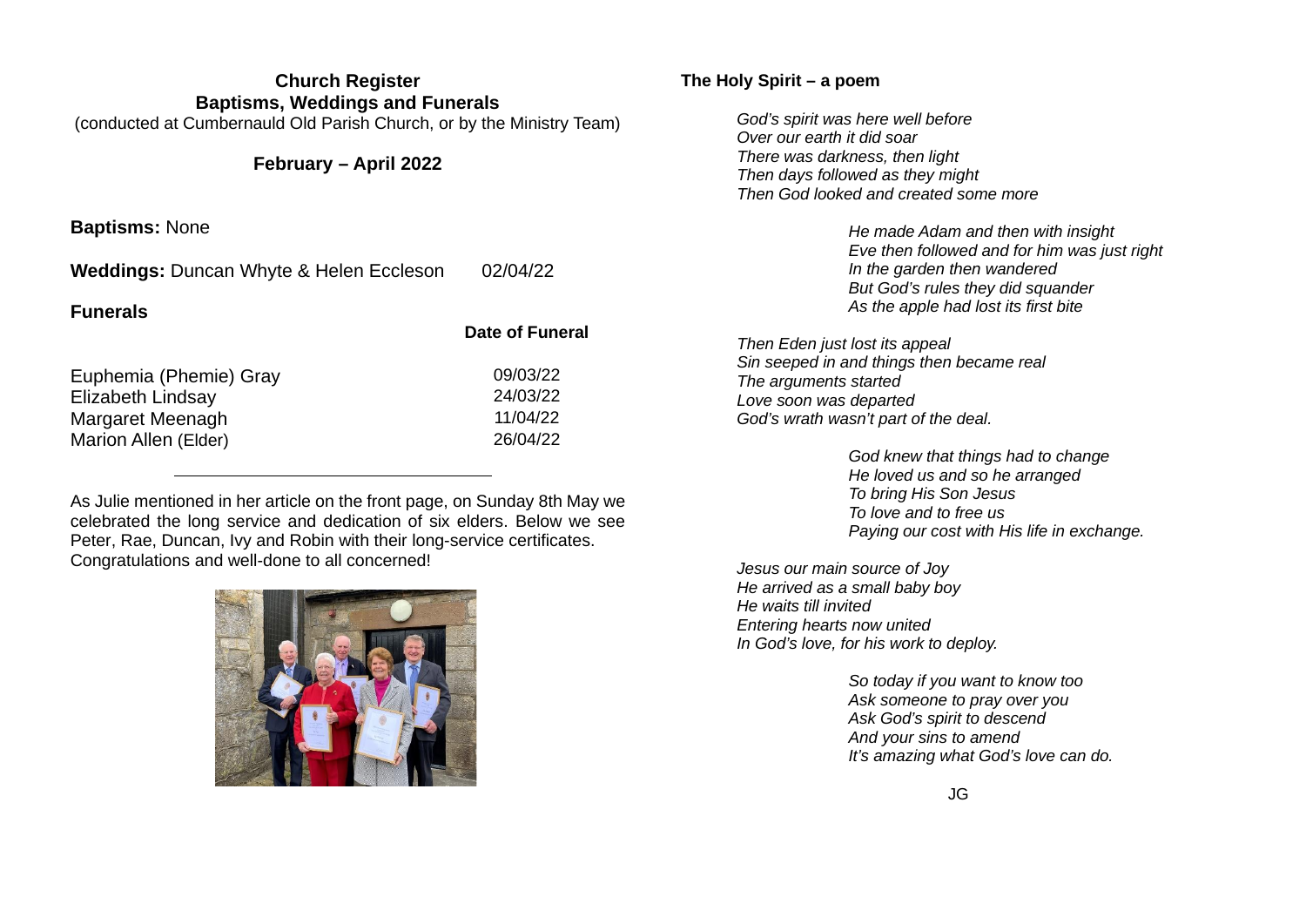## Church Register
## Baptisms, Weddings and Funerals

(conducted at Cumbernauld Old Parish Church, or by the Ministry Team)

### February – April 2022

**Baptisms:** None

**Weddings:** Duncan Whyte & Helen Eccleson 02/04/22

**Funerals**

| | Date of Funeral |
|---|---|
| Euphemia (Phemie) Gray | 09/03/22 |
| Elizabeth Lindsay | 24/03/22 |
| Margaret Meenagh | 11/04/22 |
| Marion Allen (Elder) | 26/04/22 |

---

As Julie mentioned in her article on the front page, on Sunday 8th May we celebrated the long service and dedication of six elders. Below we see Peter, Rae, Duncan, Ivy and Robin with their long-service certificates. Congratulations and well-done to all concerned!

**The Holy Spirit – a poem**

*God's spirit was here well before*
*Over our earth it did soar*
*There was darkness, then light*
*Then days followed as they might*
*Then God looked and created some more*

*He made Adam and then with insight*
*Eve then followed and for him was just right*
*In the garden then wandered*
*But God's rules they did squander*
*As the apple had lost its first bite*

*Then Eden just lost its appeal*
*Sin seeped in and things then became real*
*The arguments started*
*Love soon was departed*
*God's wrath wasn't part of the deal.*

*God knew that things had to change*
*He loved us and so he arranged*
*To bring His Son Jesus*
*To love and to free us*
*Paying our cost with His life in exchange.*

*Jesus our main source of Joy*
*He arrived as a small baby boy*
*He waits till invited*
*Entering hearts now united*
*In God's love, for his work to deploy.*

*So today if you want to know too*
*Ask someone to pray over you*
*Ask God's spirit to descend*
*And your sins to amend*
*It's amazing what God's love can do.*

JG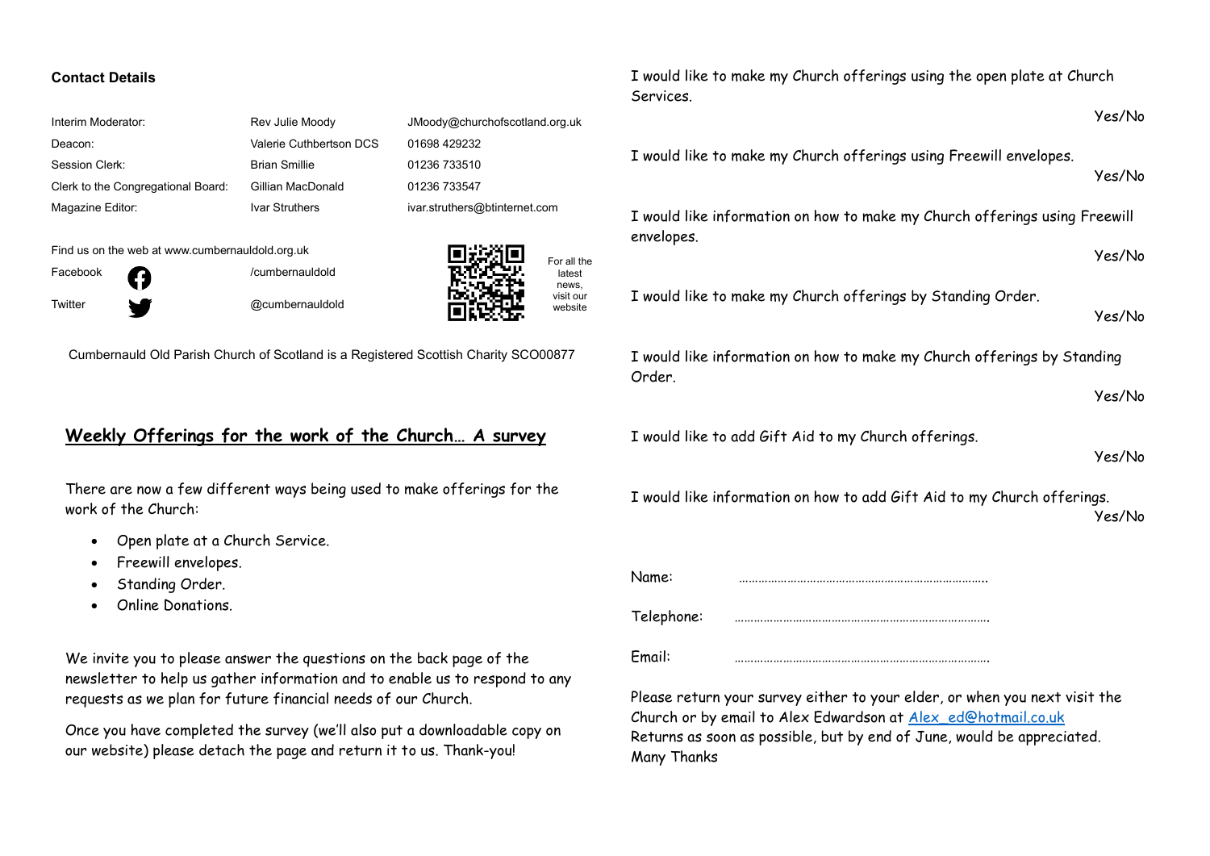### Contact Details

| | | |
|---|---|---|
| Interim Moderator: | Rev Julie Moody | JMoody@churchofscotland.org.uk |
| Deacon: | Valerie Cuthbertson DCS | 01698 429232 |
| Session Clerk: | Brian Smillie | 01236 733510 |
| Clerk to the Congregational Board: | Gillian MacDonald | 01236 733547 |
| Magazine Editor: | Ivar Struthers | ivar.struthers@btinternet.com |

Find us on the web at www.cumbernauldold.org.uk

Facebook /cumbernauldold

Twitter @cumbernauldold

For all the latest news, visit our website

Cumbernauld Old Parish Church of Scotland is a Registered Scottish Charity SCO00877

## Weekly Offerings for the work of the Church… A survey

There are now a few different ways being used to make offerings for the work of the Church:

- Open plate at a Church Service.
- Freewill envelopes.
- Standing Order.
- Online Donations.

We invite you to please answer the questions on the back page of the newsletter to help us gather information and to enable us to respond to any requests as we plan for future financial needs of our Church.

Once you have completed the survey (we'll also put a downloadable copy on our website) please detach the page and return it to us. Thank-you!

I would like to make my Church offerings using the open plate at Church Services.
Yes/No

I would like to make my Church offerings using Freewill envelopes.
Yes/No

I would like information on how to make my Church offerings using Freewill envelopes.
Yes/No

I would like to make my Church offerings by Standing Order.
Yes/No

I would like information on how to make my Church offerings by Standing Order.
Yes/No

I would like to add Gift Aid to my Church offerings.
Yes/No

I would like information on how to add Gift Aid to my Church offerings.
Yes/No

Name: ……………………………………………………………………..

Telephone: ……………………………………………………………………..

Email: ……………………………………………………………………..

Please return your survey either to your elder, or when you next visit the Church or by email to Alex Edwardson at Alex_ed@hotmail.co.uk
Returns as soon as possible, but by end of June, would be appreciated.
Many Thanks